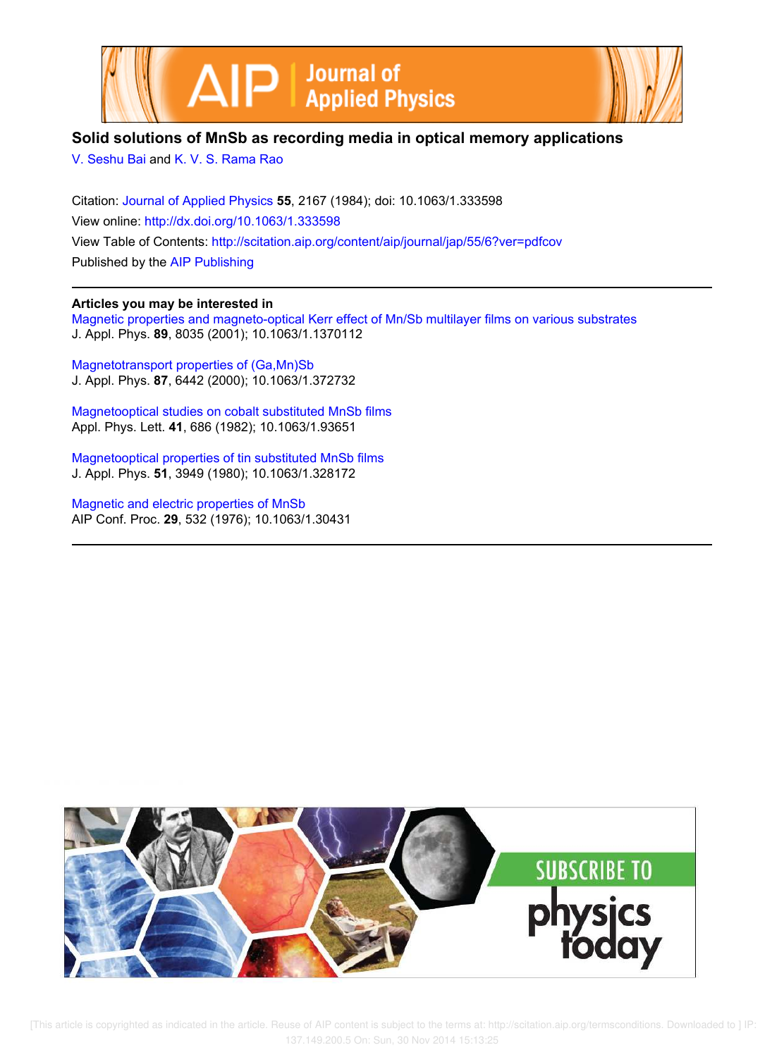# Solid solutions of MnSb as recording media in optical memory applications

V. Seshu Bai and K. V. S. Rama Rao

Citation: Journal of Applied Physics **55**, 2167 (1984); doi: 10.1063/1.333598

View online: http://dx.doi.org/10.1063/1.333598

View Table of Contents: http://scitation.aip.org/content/aip/journal/jap/55/6?ver=pdfcov

Published by the AIP Publishing

---

**Articles you may be interested in**

Magnetic properties and magneto-optical Kerr effect of Mn/Sb multilayer films on various substrates
J. Appl. Phys. **89**, 8035 (2001); 10.1063/1.1370112

Magnetotransport properties of (Ga,Mn)Sb
J. Appl. Phys. **87**, 6442 (2000); 10.1063/1.372732

Magnetooptical studies on cobalt substituted MnSb films
Appl. Phys. Lett. **41**, 686 (1982); 10.1063/1.93651

Magnetooptical properties of tin substituted MnSb films
J. Appl. Phys. **51**, 3949 (1980); 10.1063/1.328172

Magnetic and electric properties of MnSb
AIP Conf. Proc. **29**, 532 (1976); 10.1063/1.30431

---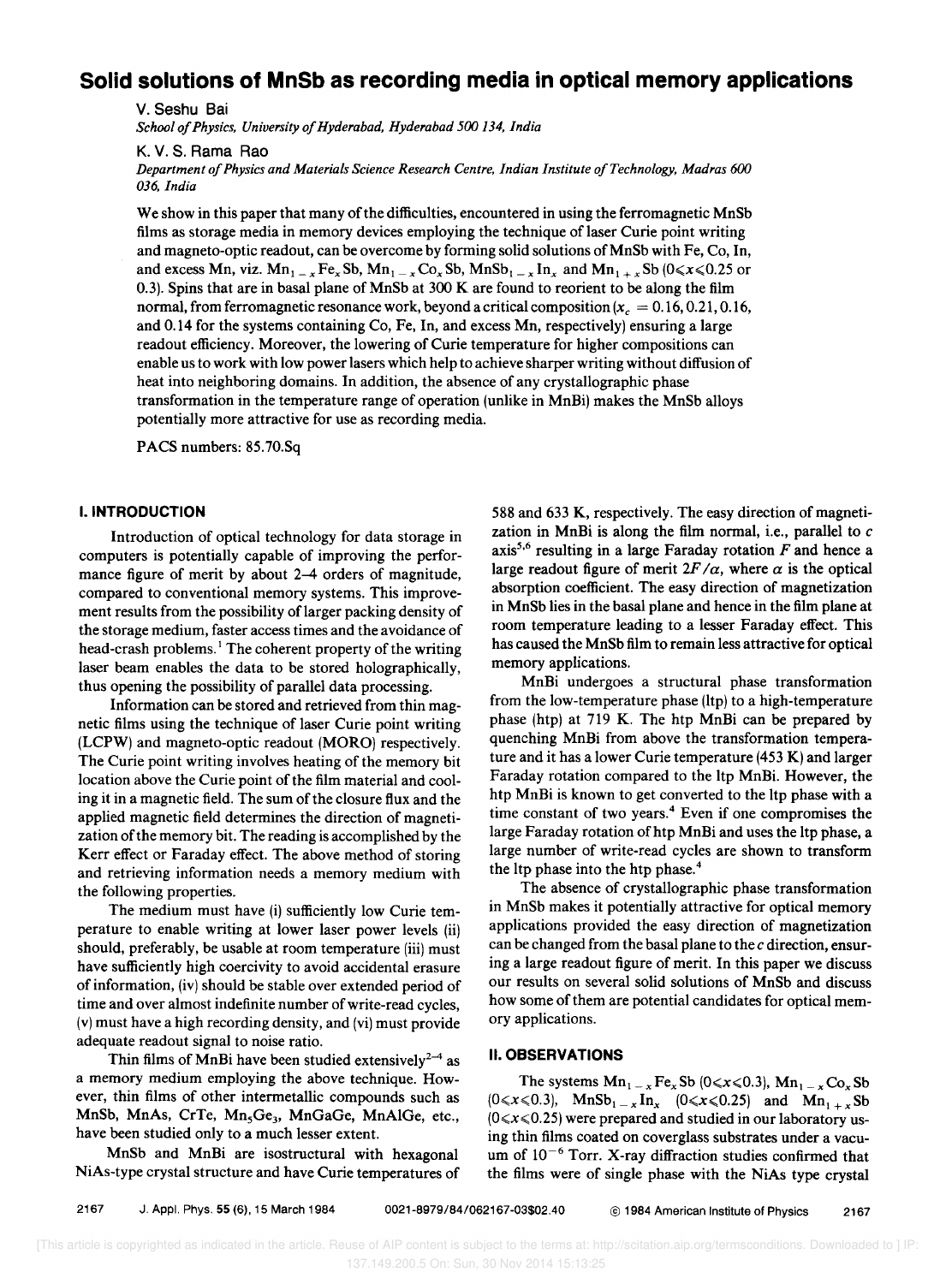# Solid solutions of MnSb as recording media in optical memory applications

V. Seshu Bai

*School of Physics, University of Hyderabad, Hyderabad 500 134, India*

K. V. S. Rama Rao

*Department of Physics and Materials Science Research Centre, Indian Institute of Technology, Madras 600 036, India*

We show in this paper that many of the difficulties, encountered in using the ferromagnetic MnSb films as storage media in memory devices employing the technique of laser Curie point writing and magneto-optic readout, can be overcome by forming solid solutions of MnSb with Fe, Co, In, and excess Mn, viz. $Mn_{1-x}Fe_xSb$, $Mn_{1-x}Co_xSb$, $MnSb_{1-x}In_x$ and $Mn_{1+x}Sb$ ($0 \leqslant x \leqslant 0.25$ or 0.3). Spins that are in basal plane of MnSb at 300 K are found to reorient to be along the film normal, from ferromagnetic resonance work, beyond a critical composition ($x_c = 0.16, 0.21, 0.16$, and 0.14 for the systems containing Co, Fe, In, and excess Mn, respectively) ensuring a large readout efficiency. Moreover, the lowering of Curie temperature for higher compositions can enable us to work with low power lasers which help to achieve sharper writing without diffusion of heat into neighboring domains. In addition, the absence of any crystallographic phase transformation in the temperature range of operation (unlike in MnBi) makes the MnSb alloys potentially more attractive for use as recording media.

PACS numbers: 85.70.Sq

## I. INTRODUCTION

Introduction of optical technology for data storage in computers is potentially capable of improving the performance figure of merit by about 2–4 orders of magnitude, compared to conventional memory systems. This improvement results from the possibility of larger packing density of the storage medium, faster access times and the avoidance of head-crash problems.[1] The coherent property of the writing laser beam enables the data to be stored holographically, thus opening the possibility of parallel data processing.

Information can be stored and retrieved from thin magnetic films using the technique of laser Curie point writing (LCPW) and magneto-optic readout (MORO) respectively. The Curie point writing involves heating of the memory bit location above the Curie point of the film material and cooling it in a magnetic field. The sum of the closure flux and the applied magnetic field determines the direction of magnetization of the memory bit. The reading is accomplished by the Kerr effect or Faraday effect. The above method of storing and retrieving information needs a memory medium with the following properties.

The medium must have (i) sufficiently low Curie temperature to enable writing at lower laser power levels (ii) should, preferably, be usable at room temperature (iii) must have sufficiently high coercivity to avoid accidental erasure of information, (iv) should be stable over extended period of time and over almost indefinite number of write-read cycles, (v) must have a high recording density, and (vi) must provide adequate readout signal to noise ratio.

Thin films of MnBi have been studied extensively[2–4] as a memory medium employing the above technique. However, thin films of other intermetallic compounds such as MnSb, MnAs, CrTe, $Mn_5Ge_3$, MnGaGe, MnAlGe, etc., have been studied only to a much lesser extent.

MnSb and MnBi are isostructural with hexagonal NiAs-type crystal structure and have Curie temperatures of 588 and 633 K, respectively. The easy direction of magnetization in MnBi is along the film normal, i.e., parallel to $c$ axis[5,6] resulting in a large Faraday rotation $F$ and hence a large readout figure of merit $2F/\alpha$, where $\alpha$ is the optical absorption coefficient. The easy direction of magnetization in MnSb lies in the basal plane and hence in the film plane at room temperature leading to a lesser Faraday effect. This has caused the MnSb film to remain less attractive for optical memory applications.

MnBi undergoes a structural phase transformation from the low-temperature phase (ltp) to a high-temperature phase (htp) at 719 K. The htp MnBi can be prepared by quenching MnBi from above the transformation temperature and it has a lower Curie temperature (453 K) and larger Faraday rotation compared to the ltp MnBi. However, the htp MnBi is known to get converted to the ltp phase with a time constant of two years.[4] Even if one compromises the large Faraday rotation of htp MnBi and uses the ltp phase, a large number of write-read cycles are shown to transform the ltp phase into the htp phase.[4]

The absence of crystallographic phase transformation in MnSb makes it potentially attractive for optical memory applications provided the easy direction of magnetization can be changed from the basal plane to the $c$ direction, ensuring a large readout figure of merit. In this paper we discuss our results on several solid solutions of MnSb and discuss how some of them are potential candidates for optical memory applications.

## II. OBSERVATIONS

The systems $Mn_{1-x}Fe_xSb$ ($0 \leqslant x \leqslant 0.3$), $Mn_{1-x}Co_xSb$ ($0 \leqslant x \leqslant 0.3$), $MnSb_{1-x}In_x$ ($0 \leqslant x \leqslant 0.25$) and $Mn_{1+x}Sb$ ($0 \leqslant x \leqslant 0.25$) were prepared and studied in our laboratory using thin films coated on coverglass substrates under a vacuum of $10^{-6}$ Torr. X-ray diffraction studies confirmed that the films were of single phase with the NiAs type crystal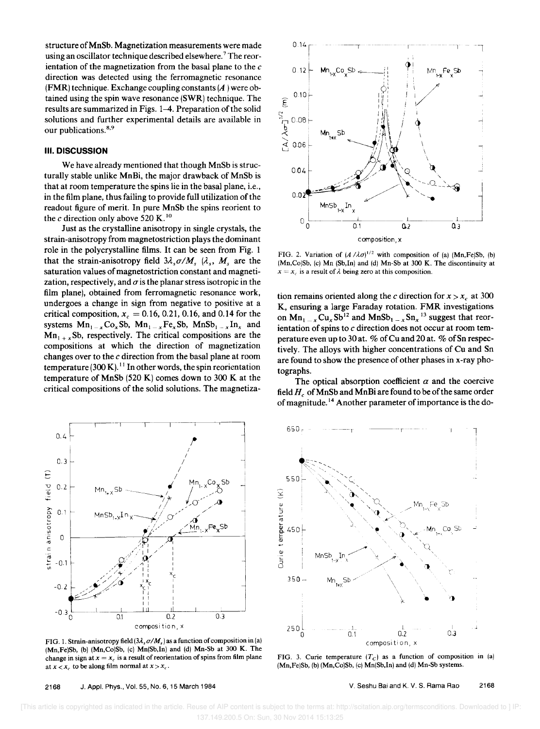structure of MnSb. Magnetization measurements were made using an oscillator technique described elsewhere.[7] The reorientation of the magnetization from the basal plane to the $c$ direction was detected using the ferromagnetic resonance (FMR) technique. Exchange coupling constants ($A$) were obtained using the spin wave resonance (SWR) technique. The results are summarized in Figs. 1–4. Preparation of the solid solutions and further experimental details are available in our publications.[8,9]

## III. DISCUSSION

We have already mentioned that though MnSb is structurally stable unlike MnBi, the major drawback of MnSb is that at room temperature the spins lie in the basal plane, i.e., in the film plane, thus failing to provide full utilization of the readout figure of merit. In pure MnSb the spins reorient to the $c$ direction only above 520 K.[10]

Just as the crystalline anisotropy in single crystals, the strain-anisotropy from magnetostriction plays the dominant role in the polycrystalline films. It can be seen from Fig. 1 that the strain-anisotropy field $3\lambda_s\sigma/M_s$ ($\lambda_s$, $M_s$ are the saturation values of magnetostriction constant and magnetization, respectively, and $\sigma$ is the planar stress isotropic in the film plane), obtained from ferromagnetic resonance work, undergoes a change in sign from negative to positive at a critical composition, $x_c = 0.16$, 0.21, 0.16, and 0.14 for the systems $Mn_{1-x}Co_xSb$, $Mn_{1-x}Fe_xSb$, $MnSb_{1-x}In_x$ and $Mn_{1+x}Sb$, respectively. The critical compositions are the compositions at which the direction of magnetization changes over to the $c$ direction from the basal plane at room temperature (300 K).[11] In other words, the spin reorientation temperature of MnSb (520 K) comes down to 300 K at the critical compositions of the solid solutions. The magnetization remains oriented along the $c$ direction for $x > x_c$ at 300 K, ensuring a large Faraday rotation. FMR investigations on $Mn_{1-x}Cu_xSb$[12] and $MnSb_{1-x}Sn_x$[13] suggest that reorientation of spins to $c$ direction does not occur at room temperature even up to 30 at. % of Cu and 20 at. % of Sn respectively. The alloys with higher concentrations of Cu and Sn are found to show the presence of other phases in x-ray photographs.

The optical absorption coefficient $\alpha$ and the coercive field $H_c$ of MnSb and MnBi are found to be of the same order of magnitude.[14] Another parameter of importance is the do-

FIG. 1. Strain-anisotropy field ($3\lambda_s\sigma/M_s$) as a function of composition in (a) (Mn,Fe)Sb, (b) (Mn,Co)Sb, (c) Mn(Sb,In) and (d) Mn-Sb at 300 K. The change in sign at $x = x_c$ is a result of reorientation of spins from film plane at $x < x_c$ to be along film normal at $x > x_c$.

FIG. 2. Variation of $(A/\lambda\sigma)^{1/2}$ with composition of (a) (Mn,Fe)Sb, (b) (Mn,Co)Sb, (c) Mn (Sb,In) and (d) Mn-Sb at 300 K. The discontinuity at $x = x_c$ is a result of $\lambda$ being zero at this composition.

FIG. 3. Curie temperature ($T_C$) as a function of composition in (a) (Mn,Fe)Sb, (b) (Mn,Co)Sb, (c) Mn(Sb,In) and (d) Mn-Sb systems.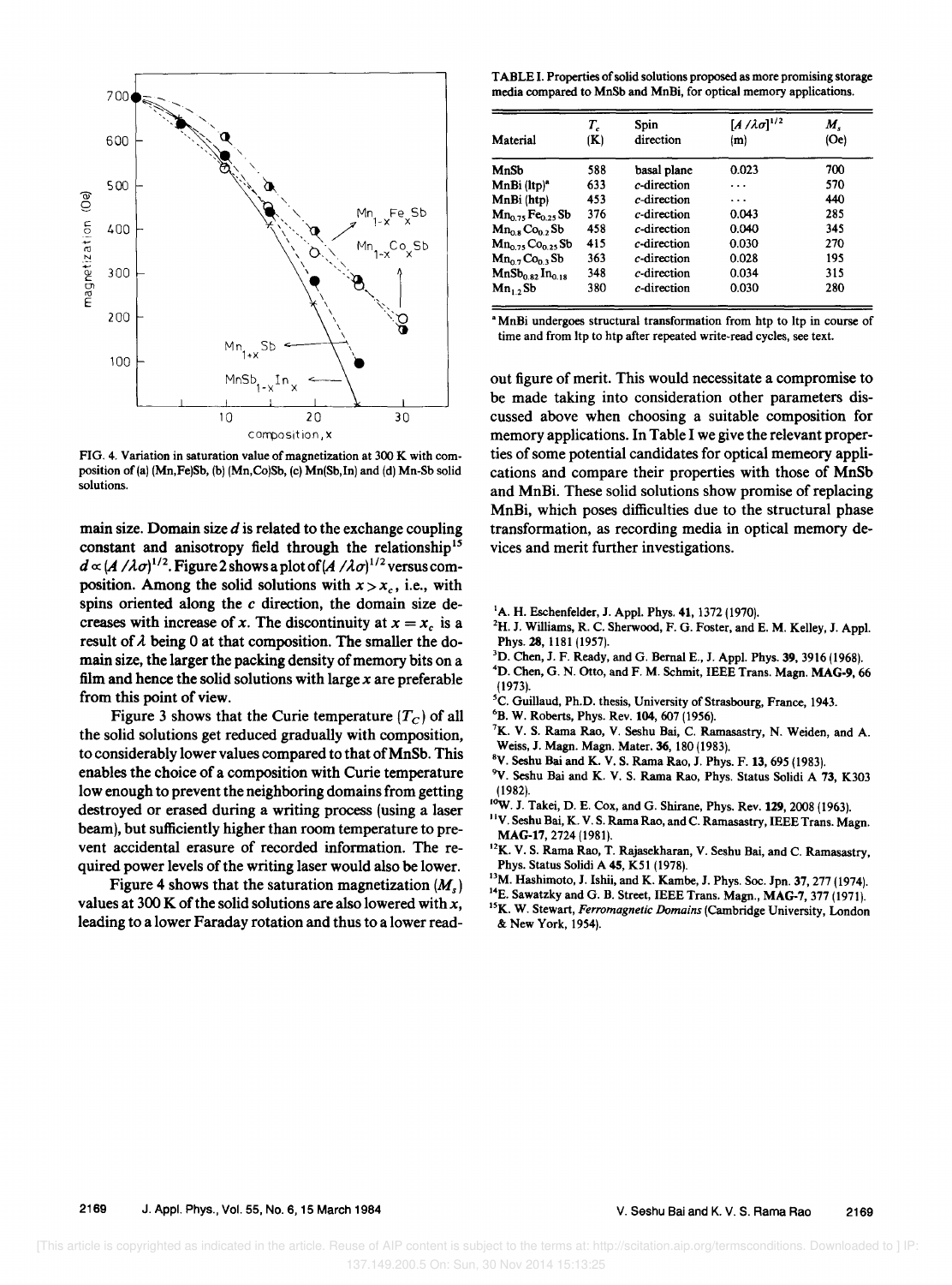700
600
500
400
300
200
100
magnetization (Oe)
10
20
30
composition, x
$Mn_{1-x}Fe_xSb$
$Mn_{1-x}Co_xSb$
$Mn_{1+x}Sb$
$MnSb_{1-x}In_x$

FIG. 4. Variation in saturation value of magnetization at 300 K with composition of (a) (Mn,Fe)Sb, (b) (Mn,Co)Sb, (c) Mn(Sb,In) and (d) Mn-Sb solid solutions.

main size. Domain size $d$ is related to the exchange coupling constant and anisotropy field through the relationship[15] $d \propto (A/\lambda\sigma)^{1/2}$. Figure 2 shows a plot of $(A/\lambda\sigma)^{1/2}$ versus composition. Among the solid solutions with $x > x_c$, i.e., with spins oriented along the $c$ direction, the domain size decreases with increase of $x$. The discontinuity at $x = x_c$ is a result of $\lambda$ being 0 at that composition. The smaller the domain size, the larger the packing density of memory bits on a film and hence the solid solutions with large $x$ are preferable from this point of view.

Figure 3 shows that the Curie temperature ($T_C$) of all the solid solutions get reduced gradually with composition, to considerably lower values compared to that of MnSb. This enables the choice of a composition with Curie temperature low enough to prevent the neighboring domains from getting destroyed or erased during a writing process (using a laser beam), but sufficiently higher than room temperature to prevent accidental erasure of recorded information. The required power levels of the writing laser would also be lower.

Figure 4 shows that the saturation magnetization ($M_s$) values at 300 K of the solid solutions are also lowered with $x$, leading to a lower Faraday rotation and thus to a lower read-out figure of merit. This would necessitate a compromise to be made taking into consideration other parameters discussed above when choosing a suitable composition for memory applications. In Table I we give the relevant properties of some potential candidates for optical memeory applications and compare their properties with those of MnSb and MnBi. These solid solutions show promise of replacing MnBi, which poses difficulties due to the structural phase transformation, as recording media in optical memory devices and merit further investigations.

TABLE I. Properties of solid solutions proposed as more promising storage media compared to MnSb and MnBi, for optical memory applications.

| Material | $T_c$ (K) | Spin direction | $[A/\lambda\sigma]^{1/2}$ (m) | $M_s$ (Oe) |
|---|---|---|---|---|
| MnSb | 588 | basal plane | 0.023 | 700 |
| MnBi (ltp)[a] | 633 | $c$-direction | ... | 570 |
| MnBi (htp) | 453 | $c$-direction | ... | 440 |
| $Mn_{0.75}Fe_{0.25}Sb$ | 376 | $c$-direction | 0.043 | 285 |
| $Mn_{0.8}Co_{0.2}Sb$ | 458 | $c$-direction | 0.040 | 345 |
| $Mn_{0.75}Co_{0.25}Sb$ | 415 | $c$-direction | 0.030 | 270 |
| $Mn_{0.7}Co_{0.3}Sb$ | 363 | $c$-direction | 0.028 | 195 |
| $MnSb_{0.82}In_{0.18}$ | 348 | $c$-direction | 0.034 | 315 |
| $Mn_{1.2}Sb$ | 380 | $c$-direction | 0.030 | 280 |

[a] MnBi undergoes structural transformation from htp to ltp in course of time and from ltp to htp after repeated write-read cycles, see text.

[1] A. H. Eschenfelder, J. Appl. Phys. **41**, 1372 (1970).
[2] H. J. Williams, R. C. Sherwood, F. G. Foster, and E. M. Kelley, J. Appl. Phys. **28**, 1181 (1957).
[3] D. Chen, J. F. Ready, and G. Bernal E., J. Appl. Phys. **39**, 3916 (1968).
[4] D. Chen, G. N. Otto, and F. M. Schmit, IEEE Trans. Magn. **MAG-9**, 66 (1973).
[5] C. Guillaud, Ph.D. thesis, University of Strasbourg, France, 1943.
[6] B. W. Roberts, Phys. Rev. **104**, 607 (1956).
[7] K. V. S. Rama Rao, V. Seshu Bai, C. Ramasastry, N. Weiden, and A. Weiss, J. Magn. Magn. Mater. **36**, 180 (1983).
[8] V. Seshu Bai and K. V. S. Rama Rao, J. Phys. F. **13**, 695 (1983).
[9] V. Seshu Bai and K. V. S. Rama Rao, Phys. Status Solidi A **73**, K303 (1982).
[10] W. J. Takei, D. E. Cox, and G. Shirane, Phys. Rev. **129**, 2008 (1963).
[11] V. Seshu Bai, K. V. S. Rama Rao, and C. Ramasastry, IEEE Trans. Magn. **MAG-17**, 2724 (1981).
[12] K. V. S. Rama Rao, T. Rajasekharan, V. Seshu Bai, and C. Ramasastry, Phys. Status Solidi A **45**, K51 (1978).
[13] M. Hashimoto, J. Ishii, and K. Kambe, J. Phys. Soc. Jpn. **37**, 277 (1974).
[14] E. Sawatzky and G. B. Street, IEEE Trans. Magn., **MAG-7**, 377 (1971).
[15] K. W. Stewart, *Ferromagnetic Domains* (Cambridge University, London & New York, 1954).